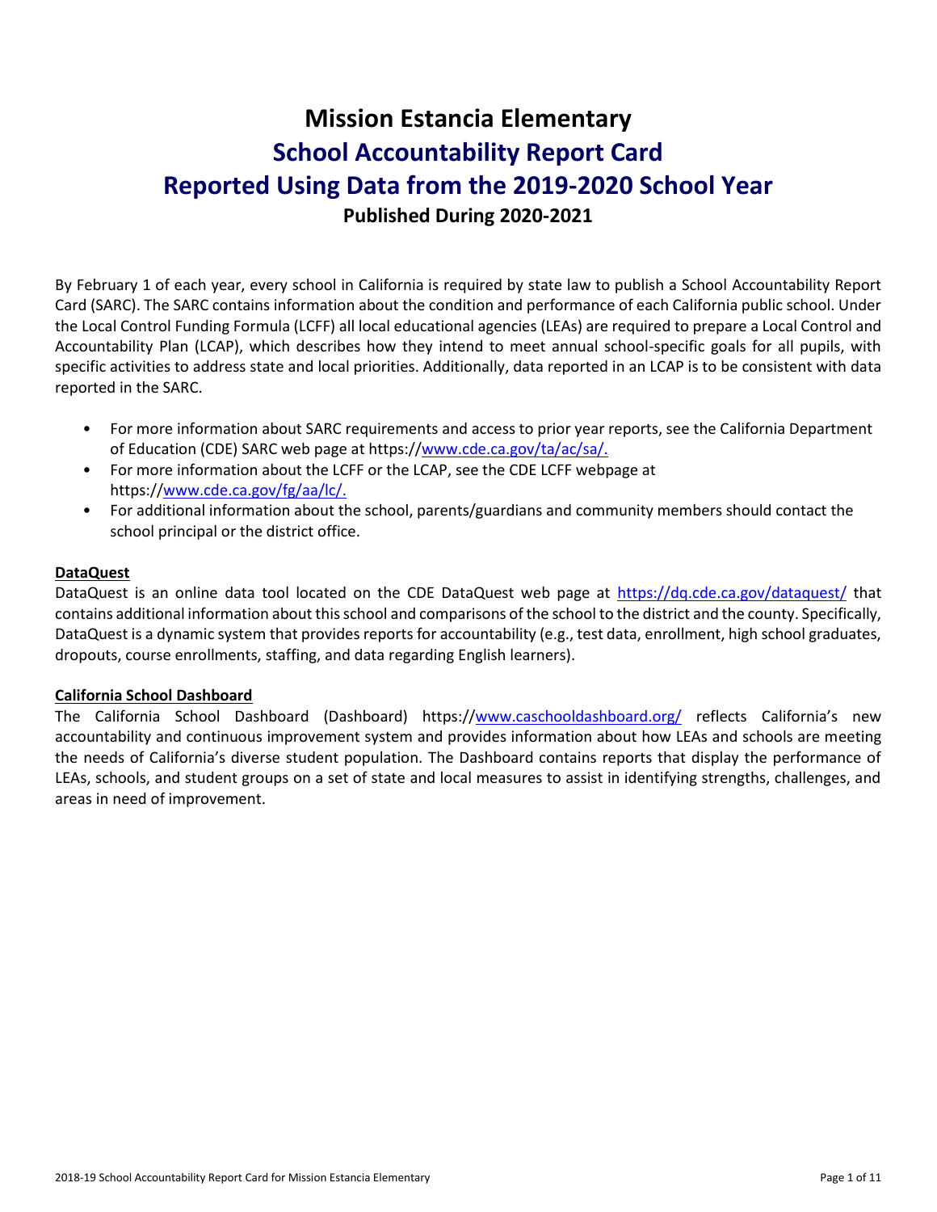# Mission Estancia Elementary

## School Accountability Report Card

## Reported Using Data from the 2019-2020 School Year

### Published During 2020-2021

By February 1 of each year, every school in California is required by state law to publish a School Accountability Report Card (SARC). The SARC contains information about the condition and performance of each California public school. Under the Local Control Funding Formula (LCFF) all local educational agencies (LEAs) are required to prepare a Local Control and Accountability Plan (LCAP), which describes how they intend to meet annual school-specific goals for all pupils, with specific activities to address state and local priorities. Additionally, data reported in an LCAP is to be consistent with data reported in the SARC.

- For more information about SARC requirements and access to prior year reports, see the California Department of Education (CDE) SARC web page at https://www.cde.ca.gov/ta/ac/sa/.
- For more information about the LCFF or the LCAP, see the CDE LCFF webpage at https://www.cde.ca.gov/fg/aa/lc/.
- For additional information about the school, parents/guardians and community members should contact the school principal or the district office.

**DataQuest**

DataQuest is an online data tool located on the CDE DataQuest web page at https://dq.cde.ca.gov/dataquest/ that contains additional information about this school and comparisons of the school to the district and the county. Specifically, DataQuest is a dynamic system that provides reports for accountability (e.g., test data, enrollment, high school graduates, dropouts, course enrollments, staffing, and data regarding English learners).

**California School Dashboard**

The California School Dashboard (Dashboard) https://www.caschooldashboard.org/ reflects California's new accountability and continuous improvement system and provides information about how LEAs and schools are meeting the needs of California's diverse student population. The Dashboard contains reports that display the performance of LEAs, schools, and student groups on a set of state and local measures to assist in identifying strengths, challenges, and areas in need of improvement.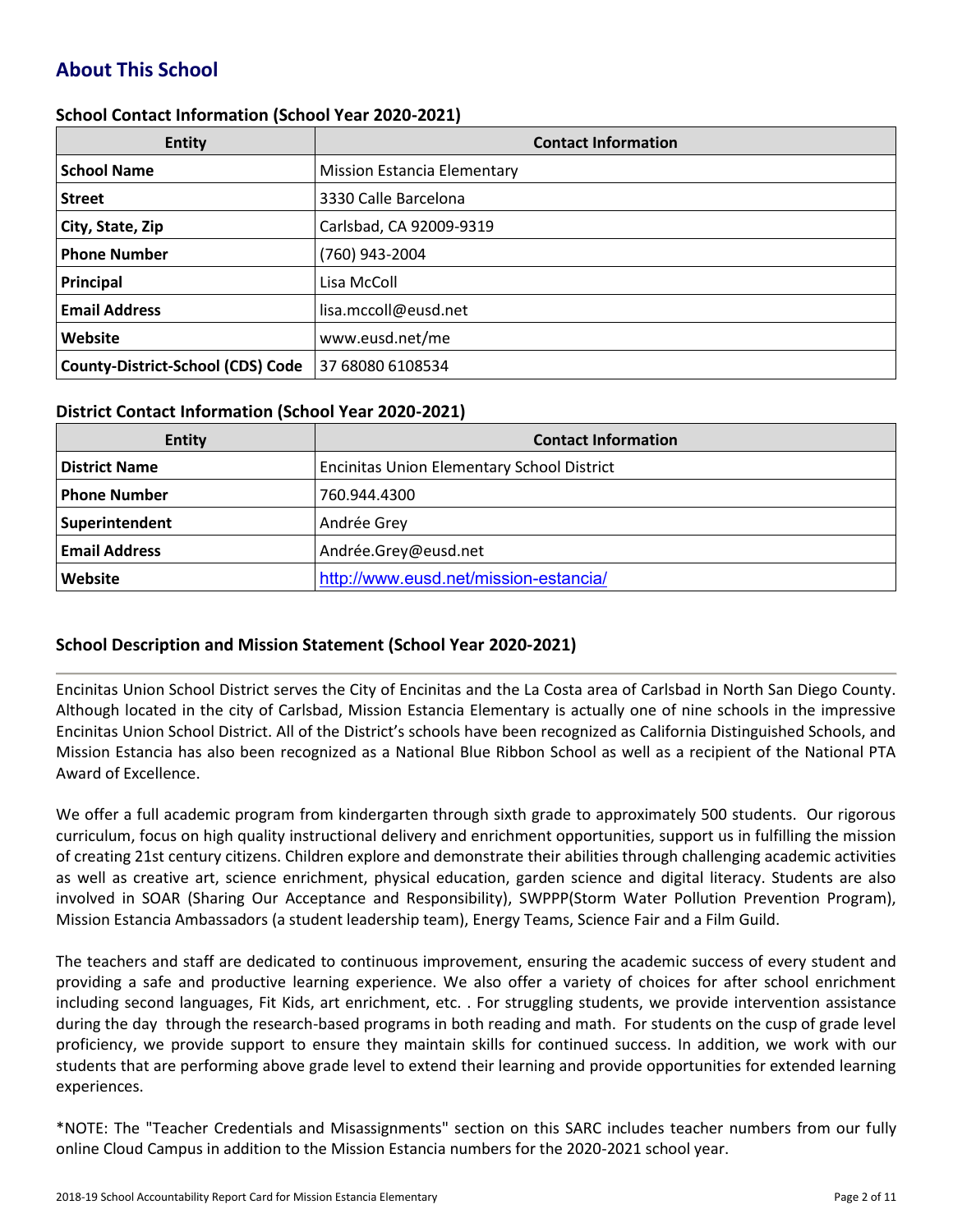## About This School

### School Contact Information (School Year 2020-2021)

| Entity | Contact Information |
|---|---|
| **School Name** | Mission Estancia Elementary |
| **Street** | 3330 Calle Barcelona |
| **City, State, Zip** | Carlsbad, CA 92009-9319 |
| **Phone Number** | (760) 943-2004 |
| **Principal** | Lisa McColl |
| **Email Address** | lisa.mccoll@eusd.net |
| **Website** | www.eusd.net/me |
| **County-District-School (CDS) Code** | 37 68080 6108534 |

### District Contact Information (School Year 2020-2021)

| Entity | Contact Information |
|---|---|
| **District Name** | Encinitas Union Elementary School District |
| **Phone Number** | 760.944.4300 |
| **Superintendent** | Andrée Grey |
| **Email Address** | Andrée.Grey@eusd.net |
| **Website** | http://www.eusd.net/mission-estancia/ |

### School Description and Mission Statement (School Year 2020-2021)

Encinitas Union School District serves the City of Encinitas and the La Costa area of Carlsbad in North San Diego County. Although located in the city of Carlsbad, Mission Estancia Elementary is actually one of nine schools in the impressive Encinitas Union School District. All of the District's schools have been recognized as California Distinguished Schools, and Mission Estancia has also been recognized as a National Blue Ribbon School as well as a recipient of the National PTA Award of Excellence.

We offer a full academic program from kindergarten through sixth grade to approximately 500 students. Our rigorous curriculum, focus on high quality instructional delivery and enrichment opportunities, support us in fulfilling the mission of creating 21st century citizens. Children explore and demonstrate their abilities through challenging academic activities as well as creative art, science enrichment, physical education, garden science and digital literacy. Students are also involved in SOAR (Sharing Our Acceptance and Responsibility), SWPPP(Storm Water Pollution Prevention Program), Mission Estancia Ambassadors (a student leadership team), Energy Teams, Science Fair and a Film Guild.

The teachers and staff are dedicated to continuous improvement, ensuring the academic success of every student and providing a safe and productive learning experience. We also offer a variety of choices for after school enrichment including second languages, Fit Kids, art enrichment, etc. . For struggling students, we provide intervention assistance during the day through the research-based programs in both reading and math. For students on the cusp of grade level proficiency, we provide support to ensure they maintain skills for continued success. In addition, we work with our students that are performing above grade level to extend their learning and provide opportunities for extended learning experiences.

*NOTE: The "Teacher Credentials and Misassignments" section on this SARC includes teacher numbers from our fully online Cloud Campus in addition to the Mission Estancia numbers for the 2020-2021 school year.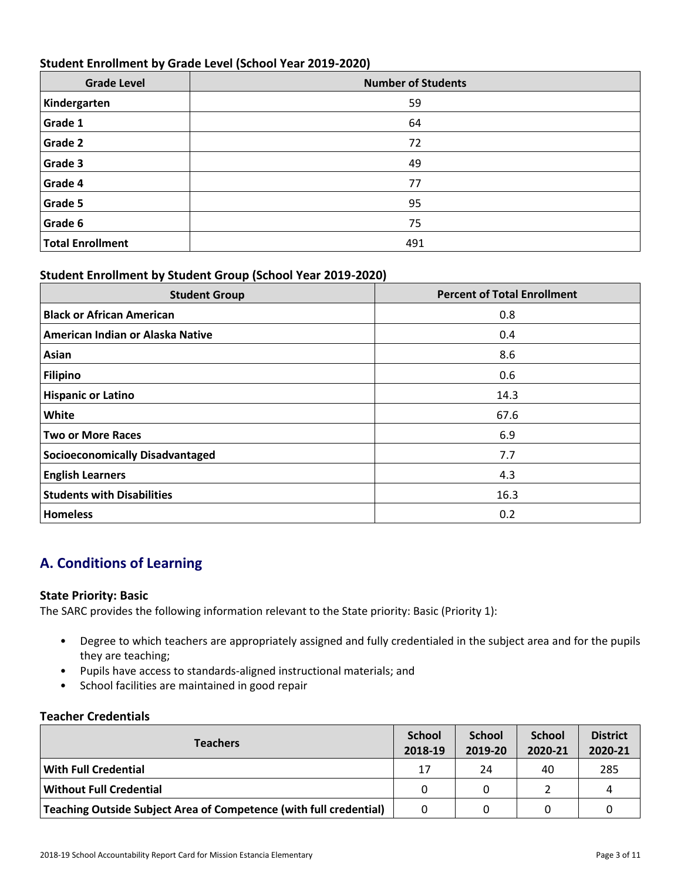### Student Enrollment by Grade Level (School Year 2019-2020)

| Grade Level | Number of Students |
|---|---|
| **Kindergarten** | 59 |
| **Grade 1** | 64 |
| **Grade 2** | 72 |
| **Grade 3** | 49 |
| **Grade 4** | 77 |
| **Grade 5** | 95 |
| **Grade 6** | 75 |
| **Total Enrollment** | 491 |

### Student Enrollment by Student Group (School Year 2019-2020)

| Student Group | Percent of Total Enrollment |
|---|---|
| **Black or African American** | 0.8 |
| **American Indian or Alaska Native** | 0.4 |
| **Asian** | 8.6 |
| **Filipino** | 0.6 |
| **Hispanic or Latino** | 14.3 |
| **White** | 67.6 |
| **Two or More Races** | 6.9 |
| **Socioeconomically Disadvantaged** | 7.7 |
| **English Learners** | 4.3 |
| **Students with Disabilities** | 16.3 |
| **Homeless** | 0.2 |

## A. Conditions of Learning

### State Priority: Basic

The SARC provides the following information relevant to the State priority: Basic (Priority 1):

- Degree to which teachers are appropriately assigned and fully credentialed in the subject area and for the pupils they are teaching;
- Pupils have access to standards-aligned instructional materials; and
- School facilities are maintained in good repair

### Teacher Credentials

| Teachers | School 2018-19 | School 2019-20 | School 2020-21 | District 2020-21 |
|---|---|---|---|---|
| **With Full Credential** | 17 | 24 | 40 | 285 |
| **Without Full Credential** | 0 | 0 | 2 | 4 |
| **Teaching Outside Subject Area of Competence (with full credential)** | 0 | 0 | 0 | 0 |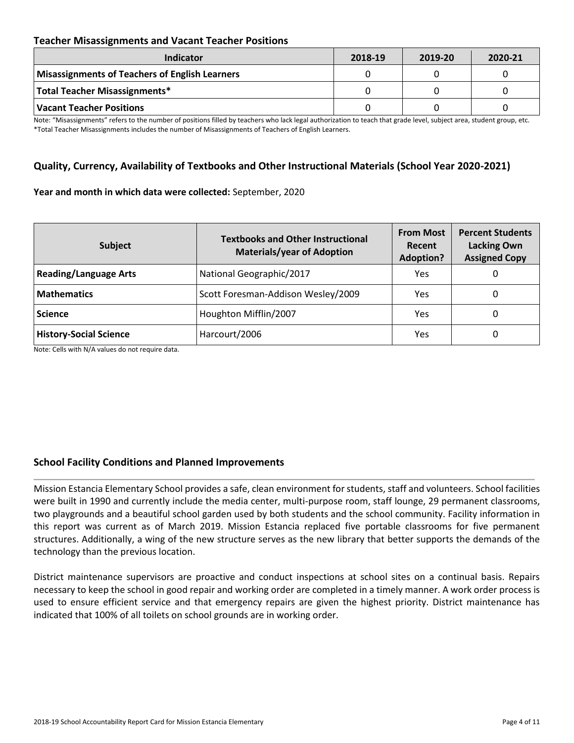### Teacher Misassignments and Vacant Teacher Positions

| Indicator | 2018-19 | 2019-20 | 2020-21 |
|---|---|---|---|
| **Misassignments of Teachers of English Learners** | 0 | 0 | 0 |
| **Total Teacher Misassignments*** | 0 | 0 | 0 |
| **Vacant Teacher Positions** | 0 | 0 | 0 |

Note: "Misassignments" refers to the number of positions filled by teachers who lack legal authorization to teach that grade level, subject area, student group, etc.
*Total Teacher Misassignments includes the number of Misassignments of Teachers of English Learners.

### Quality, Currency, Availability of Textbooks and Other Instructional Materials (School Year 2020-2021)

**Year and month in which data were collected:** September, 2020

| Subject | Textbooks and Other Instructional Materials/year of Adoption | From Most Recent Adoption? | Percent Students Lacking Own Assigned Copy |
|---|---|---|---|
| **Reading/Language Arts** | National Geographic/2017 | Yes | 0 |
| **Mathematics** | Scott Foresman-Addison Wesley/2009 | Yes | 0 |
| **Science** | Houghton Mifflin/2007 | Yes | 0 |
| **History-Social Science** | Harcourt/2006 | Yes | 0 |

Note: Cells with N/A values do not require data.

### School Facility Conditions and Planned Improvements

Mission Estancia Elementary School provides a safe, clean environment for students, staff and volunteers. School facilities were built in 1990 and currently include the media center, multi-purpose room, staff lounge, 29 permanent classrooms, two playgrounds and a beautiful school garden used by both students and the school community. Facility information in this report was current as of March 2019. Mission Estancia replaced five portable classrooms for five permanent structures. Additionally, a wing of the new structure serves as the new library that better supports the demands of the technology than the previous location.

District maintenance supervisors are proactive and conduct inspections at school sites on a continual basis. Repairs necessary to keep the school in good repair and working order are completed in a timely manner. A work order process is used to ensure efficient service and that emergency repairs are given the highest priority. District maintenance has indicated that 100% of all toilets on school grounds are in working order.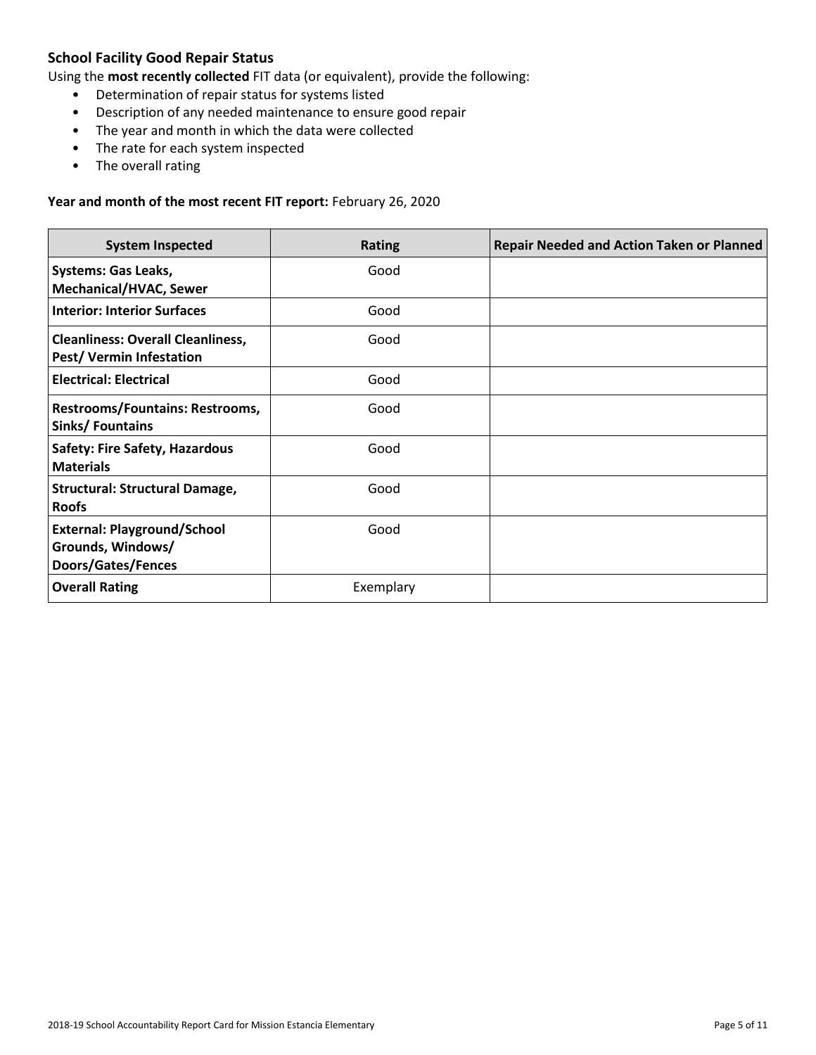### School Facility Good Repair Status

Using the **most recently collected** FIT data (or equivalent), provide the following:

- Determination of repair status for systems listed
- Description of any needed maintenance to ensure good repair
- The year and month in which the data were collected
- The rate for each system inspected
- The overall rating

**Year and month of the most recent FIT report:** February 26, 2020

| System Inspected | Rating | Repair Needed and Action Taken or Planned |
|---|---|---|
| **Systems: Gas Leaks, Mechanical/HVAC, Sewer** | Good | |
| **Interior: Interior Surfaces** | Good | |
| **Cleanliness: Overall Cleanliness, Pest/ Vermin Infestation** | Good | |
| **Electrical: Electrical** | Good | |
| **Restrooms/Fountains: Restrooms, Sinks/ Fountains** | Good | |
| **Safety: Fire Safety, Hazardous Materials** | Good | |
| **Structural: Structural Damage, Roofs** | Good | |
| **External: Playground/School Grounds, Windows/ Doors/Gates/Fences** | Good | |
| **Overall Rating** | Exemplary | |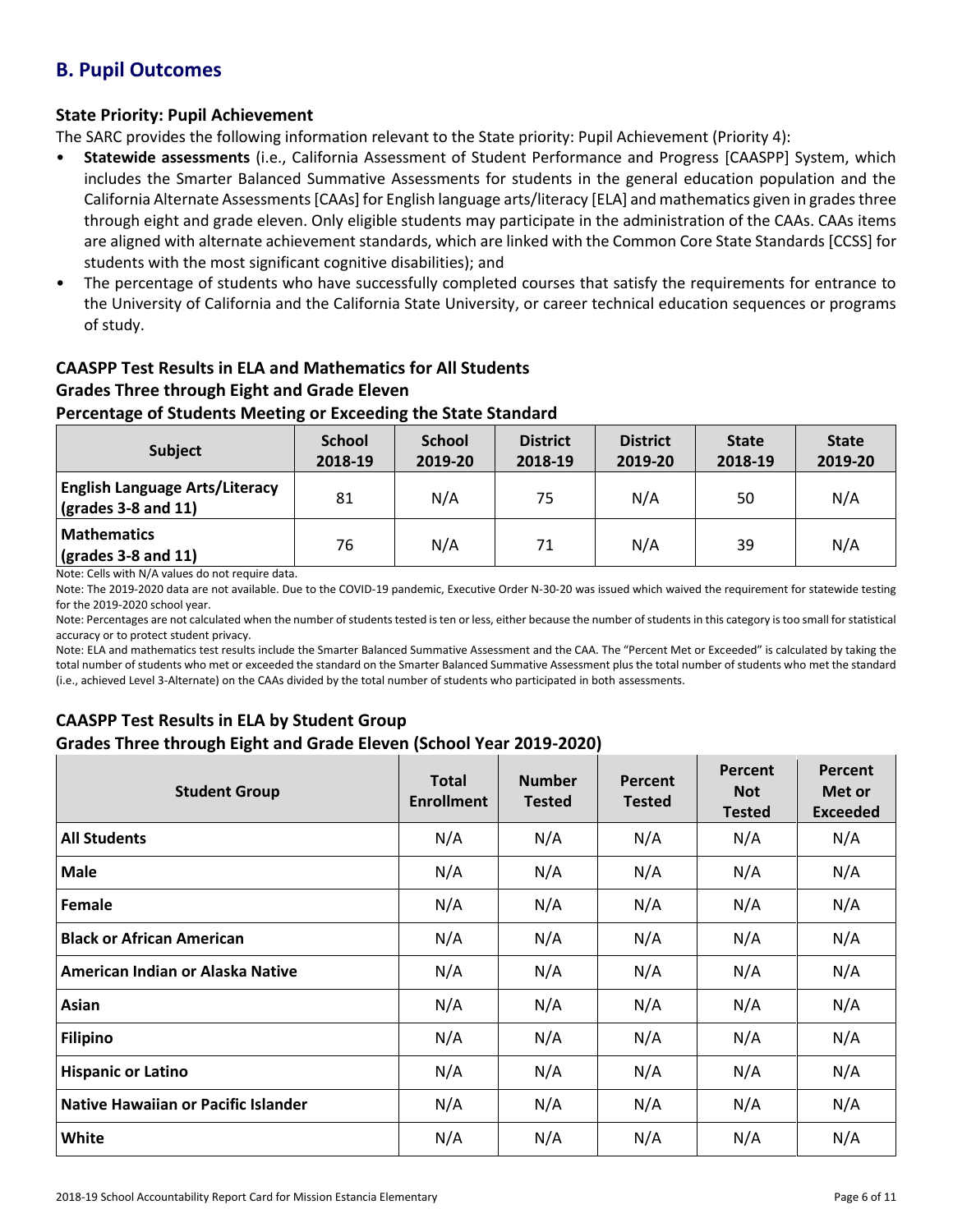## B. Pupil Outcomes

### State Priority: Pupil Achievement

The SARC provides the following information relevant to the State priority: Pupil Achievement (Priority 4):

- **Statewide assessments** (i.e., California Assessment of Student Performance and Progress [CAASPP] System, which includes the Smarter Balanced Summative Assessments for students in the general education population and the California Alternate Assessments [CAAs] for English language arts/literacy [ELA] and mathematics given in grades three through eight and grade eleven. Only eligible students may participate in the administration of the CAAs. CAAs items are aligned with alternate achievement standards, which are linked with the Common Core State Standards [CCSS] for students with the most significant cognitive disabilities); and
- The percentage of students who have successfully completed courses that satisfy the requirements for entrance to the University of California and the California State University, or career technical education sequences or programs of study.

### CAASPP Test Results in ELA and Mathematics for All Students
### Grades Three through Eight and Grade Eleven
### Percentage of Students Meeting or Exceeding the State Standard

| Subject | School 2018-19 | School 2019-20 | District 2018-19 | District 2019-20 | State 2018-19 | State 2019-20 |
|---|---|---|---|---|---|---|
| **English Language Arts/Literacy (grades 3-8 and 11)** | 81 | N/A | 75 | N/A | 50 | N/A |
| **Mathematics (grades 3-8 and 11)** | 76 | N/A | 71 | N/A | 39 | N/A |

Note: Cells with N/A values do not require data.

Note: The 2019-2020 data are not available. Due to the COVID-19 pandemic, Executive Order N-30-20 was issued which waived the requirement for statewide testing for the 2019-2020 school year.

Note: Percentages are not calculated when the number of students tested is ten or less, either because the number of students in this category is too small for statistical accuracy or to protect student privacy.

Note: ELA and mathematics test results include the Smarter Balanced Summative Assessment and the CAA. The "Percent Met or Exceeded" is calculated by taking the total number of students who met or exceeded the standard on the Smarter Balanced Summative Assessment plus the total number of students who met the standard (i.e., achieved Level 3-Alternate) on the CAAs divided by the total number of students who participated in both assessments.

### CAASPP Test Results in ELA by Student Group
### Grades Three through Eight and Grade Eleven (School Year 2019-2020)

| Student Group | Total Enrollment | Number Tested | Percent Tested | Percent Not Tested | Percent Met or Exceeded |
|---|---|---|---|---|---|
| **All Students** | N/A | N/A | N/A | N/A | N/A |
| **Male** | N/A | N/A | N/A | N/A | N/A |
| **Female** | N/A | N/A | N/A | N/A | N/A |
| **Black or African American** | N/A | N/A | N/A | N/A | N/A |
| **American Indian or Alaska Native** | N/A | N/A | N/A | N/A | N/A |
| **Asian** | N/A | N/A | N/A | N/A | N/A |
| **Filipino** | N/A | N/A | N/A | N/A | N/A |
| **Hispanic or Latino** | N/A | N/A | N/A | N/A | N/A |
| **Native Hawaiian or Pacific Islander** | N/A | N/A | N/A | N/A | N/A |
| **White** | N/A | N/A | N/A | N/A | N/A |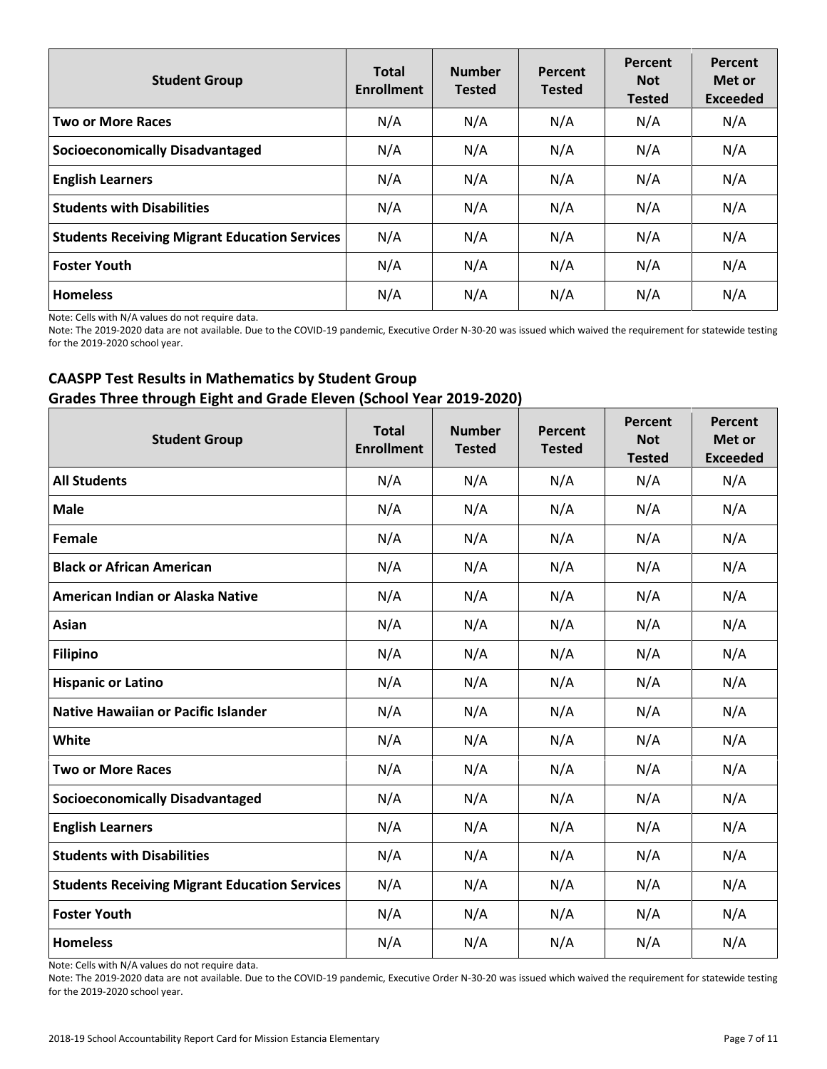| Student Group | Total Enrollment | Number Tested | Percent Tested | Percent Not Tested | Percent Met or Exceeded |
|---|---|---|---|---|---|
| **Two or More Races** | N/A | N/A | N/A | N/A | N/A |
| **Socioeconomically Disadvantaged** | N/A | N/A | N/A | N/A | N/A |
| **English Learners** | N/A | N/A | N/A | N/A | N/A |
| **Students with Disabilities** | N/A | N/A | N/A | N/A | N/A |
| **Students Receiving Migrant Education Services** | N/A | N/A | N/A | N/A | N/A |
| **Foster Youth** | N/A | N/A | N/A | N/A | N/A |
| **Homeless** | N/A | N/A | N/A | N/A | N/A |

Note: Cells with N/A values do not require data.

Note: The 2019-2020 data are not available. Due to the COVID-19 pandemic, Executive Order N-30-20 was issued which waived the requirement for statewide testing for the 2019-2020 school year.

## CAASPP Test Results in Mathematics by Student Group
## Grades Three through Eight and Grade Eleven (School Year 2019-2020)

| Student Group | Total Enrollment | Number Tested | Percent Tested | Percent Not Tested | Percent Met or Exceeded |
|---|---|---|---|---|---|
| **All Students** | N/A | N/A | N/A | N/A | N/A |
| **Male** | N/A | N/A | N/A | N/A | N/A |
| **Female** | N/A | N/A | N/A | N/A | N/A |
| **Black or African American** | N/A | N/A | N/A | N/A | N/A |
| **American Indian or Alaska Native** | N/A | N/A | N/A | N/A | N/A |
| **Asian** | N/A | N/A | N/A | N/A | N/A |
| **Filipino** | N/A | N/A | N/A | N/A | N/A |
| **Hispanic or Latino** | N/A | N/A | N/A | N/A | N/A |
| **Native Hawaiian or Pacific Islander** | N/A | N/A | N/A | N/A | N/A |
| **White** | N/A | N/A | N/A | N/A | N/A |
| **Two or More Races** | N/A | N/A | N/A | N/A | N/A |
| **Socioeconomically Disadvantaged** | N/A | N/A | N/A | N/A | N/A |
| **English Learners** | N/A | N/A | N/A | N/A | N/A |
| **Students with Disabilities** | N/A | N/A | N/A | N/A | N/A |
| **Students Receiving Migrant Education Services** | N/A | N/A | N/A | N/A | N/A |
| **Foster Youth** | N/A | N/A | N/A | N/A | N/A |
| **Homeless** | N/A | N/A | N/A | N/A | N/A |

Note: Cells with N/A values do not require data.

Note: The 2019-2020 data are not available. Due to the COVID-19 pandemic, Executive Order N-30-20 was issued which waived the requirement for statewide testing for the 2019-2020 school year.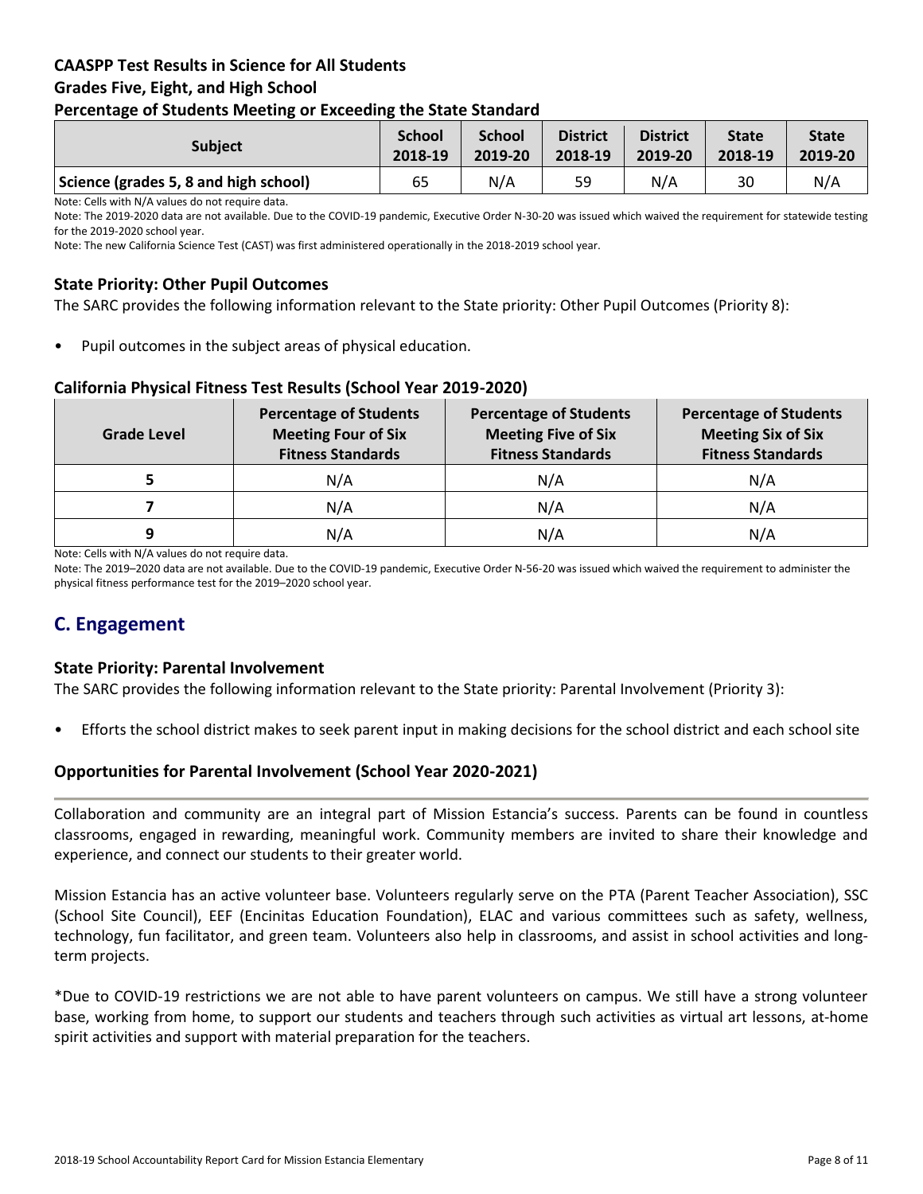## CAASPP Test Results in Science for All Students

### Grades Five, Eight, and High School

### Percentage of Students Meeting or Exceeding the State Standard

| Subject | School 2018-19 | School 2019-20 | District 2018-19 | District 2019-20 | State 2018-19 | State 2019-20 |
|---|---|---|---|---|---|---|
| Science (grades 5, 8 and high school) | 65 | N/A | 59 | N/A | 30 | N/A |

Note: Cells with N/A values do not require data.

Note: The 2019-2020 data are not available. Due to the COVID-19 pandemic, Executive Order N-30-20 was issued which waived the requirement for statewide testing for the 2019-2020 school year.

Note: The new California Science Test (CAST) was first administered operationally in the 2018-2019 school year.

### State Priority: Other Pupil Outcomes

The SARC provides the following information relevant to the State priority: Other Pupil Outcomes (Priority 8):

- Pupil outcomes in the subject areas of physical education.

### California Physical Fitness Test Results (School Year 2019-2020)

| Grade Level | Percentage of Students Meeting Four of Six Fitness Standards | Percentage of Students Meeting Five of Six Fitness Standards | Percentage of Students Meeting Six of Six Fitness Standards |
|---|---|---|---|
| 5 | N/A | N/A | N/A |
| 7 | N/A | N/A | N/A |
| 9 | N/A | N/A | N/A |

Note: Cells with N/A values do not require data.

Note: The 2019–2020 data are not available. Due to the COVID-19 pandemic, Executive Order N-56-20 was issued which waived the requirement to administer the physical fitness performance test for the 2019–2020 school year.

## C. Engagement

### State Priority: Parental Involvement

The SARC provides the following information relevant to the State priority: Parental Involvement (Priority 3):

- Efforts the school district makes to seek parent input in making decisions for the school district and each school site

### Opportunities for Parental Involvement (School Year 2020-2021)

Collaboration and community are an integral part of Mission Estancia's success. Parents can be found in countless classrooms, engaged in rewarding, meaningful work. Community members are invited to share their knowledge and experience, and connect our students to their greater world.

Mission Estancia has an active volunteer base. Volunteers regularly serve on the PTA (Parent Teacher Association), SSC (School Site Council), EEF (Encinitas Education Foundation), ELAC and various committees such as safety, wellness, technology, fun facilitator, and green team. Volunteers also help in classrooms, and assist in school activities and long-term projects.

*Due to COVID-19 restrictions we are not able to have parent volunteers on campus. We still have a strong volunteer base, working from home, to support our students and teachers through such activities as virtual art lessons, at-home spirit activities and support with material preparation for the teachers.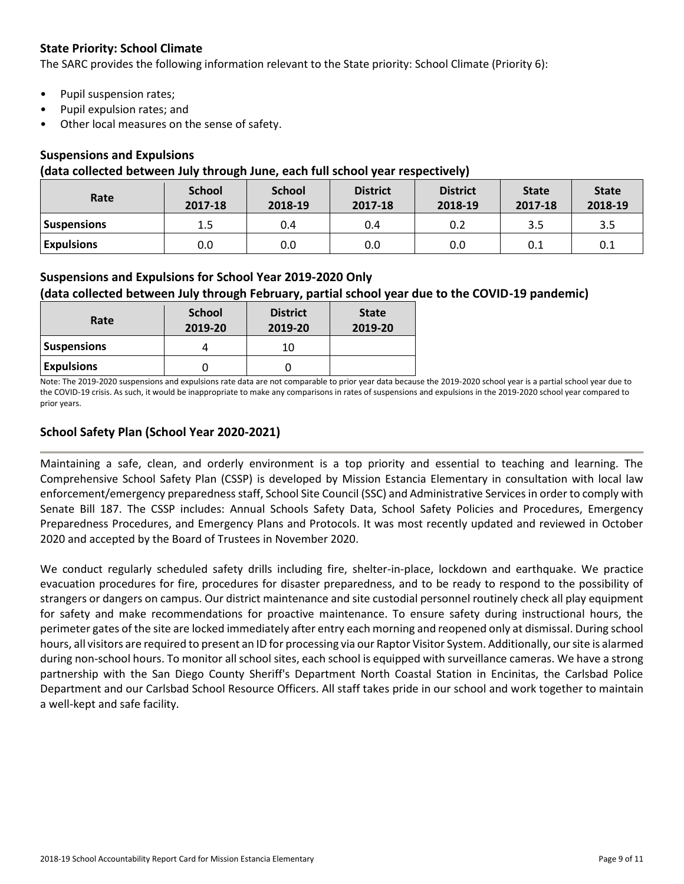### State Priority: School Climate

The SARC provides the following information relevant to the State priority: School Climate (Priority 6):

- Pupil suspension rates;
- Pupil expulsion rates; and
- Other local measures on the sense of safety.

#### Suspensions and Expulsions
**(data collected between July through June, each full school year respectively)**

| Rate | School 2017-18 | School 2018-19 | District 2017-18 | District 2018-19 | State 2017-18 | State 2018-19 |
|---|---|---|---|---|---|---|
| Suspensions | 1.5 | 0.4 | 0.4 | 0.2 | 3.5 | 3.5 |
| Expulsions | 0.0 | 0.0 | 0.0 | 0.0 | 0.1 | 0.1 |

#### Suspensions and Expulsions for School Year 2019-2020 Only
**(data collected between July through February, partial school year due to the COVID-19 pandemic)**

| Rate | School 2019-20 | District 2019-20 | State 2019-20 |
|---|---|---|---|
| Suspensions | 4 | 10 | |
| Expulsions | 0 | 0 | |

Note: The 2019-2020 suspensions and expulsions rate data are not comparable to prior year data because the 2019-2020 school year is a partial school year due to the COVID-19 crisis. As such, it would be inappropriate to make any comparisons in rates of suspensions and expulsions in the 2019-2020 school year compared to prior years.

### School Safety Plan (School Year 2020-2021)

Maintaining a safe, clean, and orderly environment is a top priority and essential to teaching and learning. The Comprehensive School Safety Plan (CSSP) is developed by Mission Estancia Elementary in consultation with local law enforcement/emergency preparedness staff, School Site Council (SSC) and Administrative Services in order to comply with Senate Bill 187. The CSSP includes: Annual Schools Safety Data, School Safety Policies and Procedures, Emergency Preparedness Procedures, and Emergency Plans and Protocols. It was most recently updated and reviewed in October 2020 and accepted by the Board of Trustees in November 2020.

We conduct regularly scheduled safety drills including fire, shelter-in-place, lockdown and earthquake. We practice evacuation procedures for fire, procedures for disaster preparedness, and to be ready to respond to the possibility of strangers or dangers on campus. Our district maintenance and site custodial personnel routinely check all play equipment for safety and make recommendations for proactive maintenance. To ensure safety during instructional hours, the perimeter gates of the site are locked immediately after entry each morning and reopened only at dismissal. During school hours, all visitors are required to present an ID for processing via our Raptor Visitor System. Additionally, our site is alarmed during non-school hours. To monitor all school sites, each school is equipped with surveillance cameras. We have a strong partnership with the San Diego County Sheriff's Department North Coastal Station in Encinitas, the Carlsbad Police Department and our Carlsbad School Resource Officers. All staff takes pride in our school and work together to maintain a well-kept and safe facility.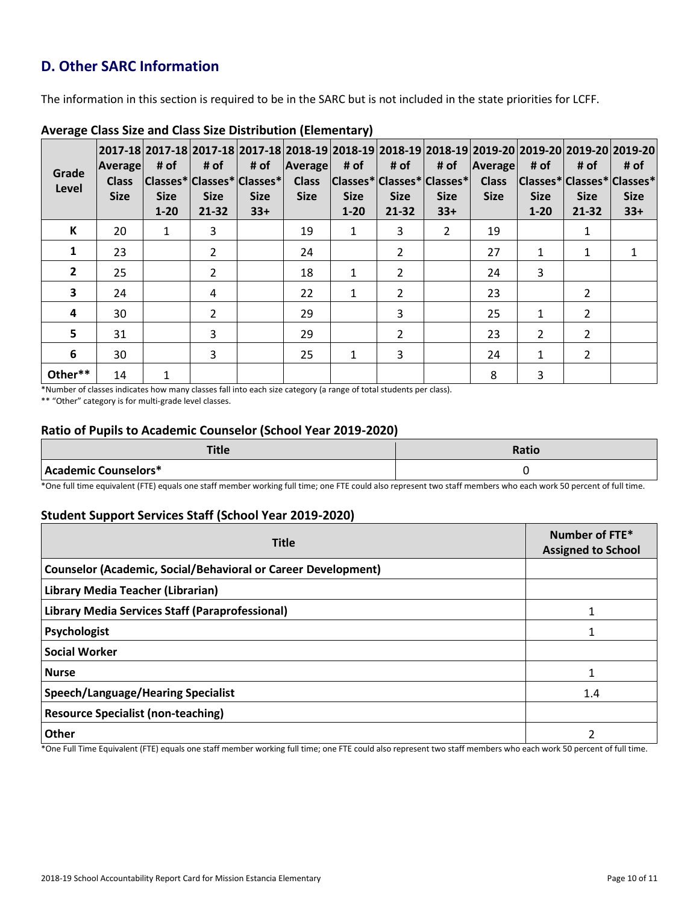## D. Other SARC Information

The information in this section is required to be in the SARC but is not included in the state priorities for LCFF.

### Average Class Size and Class Size Distribution (Elementary)

| Grade Level | 2017-18 Average Class Size | 2017-18 # of Classes* Size 1-20 | 2017-18 # of Classes* Size 21-32 | 2017-18 # of Classes* Size 33+ | 2018-19 Average Class Size | 2018-19 # of Classes* Size 1-20 | 2018-19 # of Classes* Size 21-32 | 2018-19 # of Classes* Size 33+ | 2019-20 Average Class Size | 2019-20 # of Classes* Size 1-20 | 2019-20 # of Classes* Size 21-32 | 2019-20 # of Classes* Size 33+ |
|---|---|---|---|---|---|---|---|---|---|---|---|---|
| K | 20 | 1 | 3 | | 19 | 1 | 3 | 2 | 19 | | 1 | |
| 1 | 23 | | 2 | | 24 | | 2 | | 27 | 1 | 1 | 1 |
| 2 | 25 | | 2 | | 18 | 1 | 2 | | 24 | 3 | | |
| 3 | 24 | | 4 | | 22 | 1 | 2 | | 23 | | 2 | |
| 4 | 30 | | 2 | | 29 | | 3 | | 25 | 1 | 2 | |
| 5 | 31 | | 3 | | 29 | | 2 | | 23 | 2 | 2 | |
| 6 | 30 | | 3 | | 25 | 1 | 3 | | 24 | 1 | 2 | |
| Other** | 14 | 1 | | | | | | | 8 | 3 | | |

*Number of classes indicates how many classes fall into each size category (a range of total students per class).

** "Other" category is for multi-grade level classes.

### Ratio of Pupils to Academic Counselor (School Year 2019-2020)

| Title | Ratio |
|---|---|
| Academic Counselors* | 0 |

*One full time equivalent (FTE) equals one staff member working full time; one FTE could also represent two staff members who each work 50 percent of full time.

### Student Support Services Staff (School Year 2019-2020)

| Title | Number of FTE* Assigned to School |
|---|---|
| Counselor (Academic, Social/Behavioral or Career Development) | |
| Library Media Teacher (Librarian) | |
| Library Media Services Staff (Paraprofessional) | 1 |
| Psychologist | 1 |
| Social Worker | |
| Nurse | 1 |
| Speech/Language/Hearing Specialist | 1.4 |
| Resource Specialist (non-teaching) | |
| Other | 2 |

*One Full Time Equivalent (FTE) equals one staff member working full time; one FTE could also represent two staff members who each work 50 percent of full time.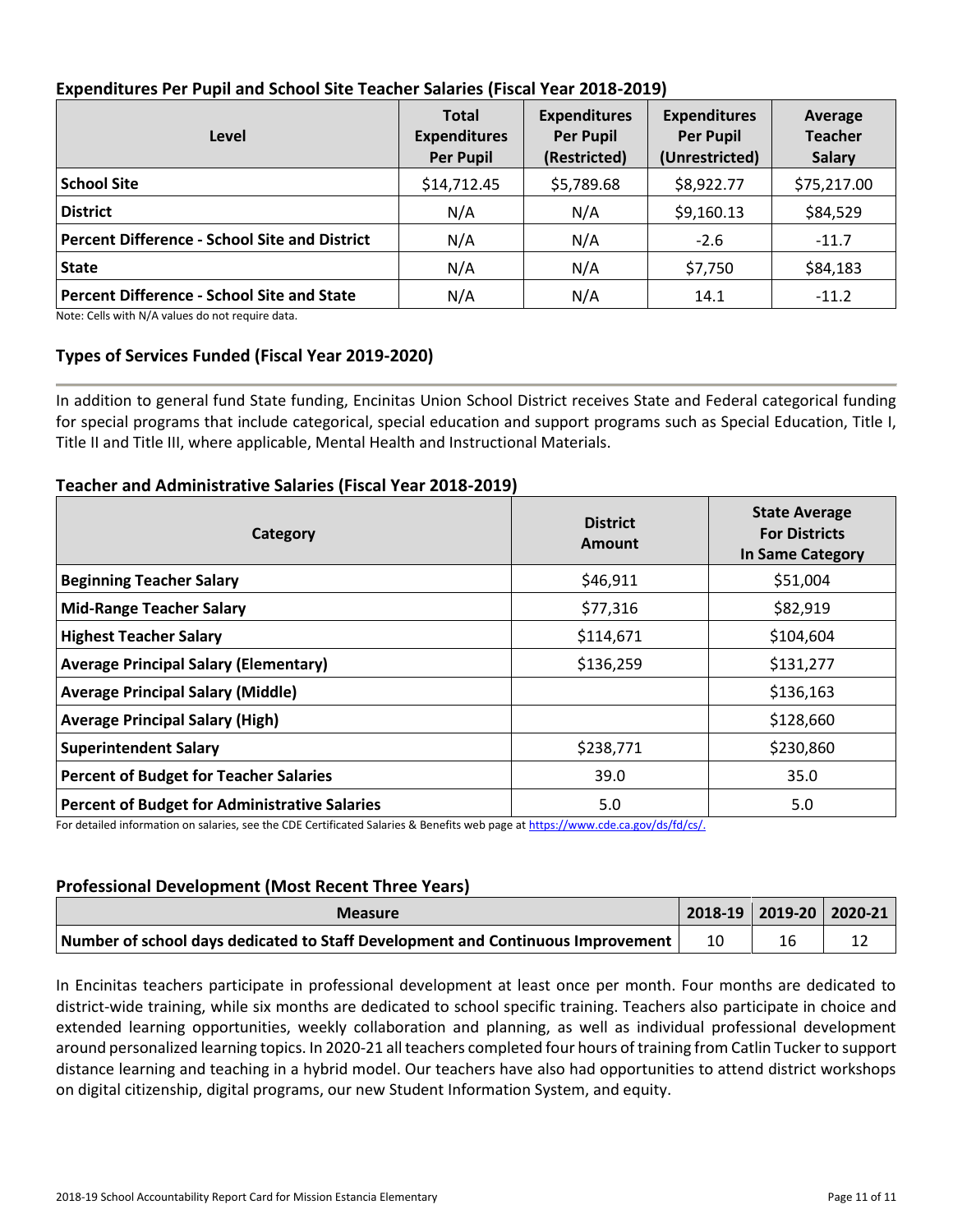### Expenditures Per Pupil and School Site Teacher Salaries (Fiscal Year 2018-2019)

| Level | Total Expenditures Per Pupil | Expenditures Per Pupil (Restricted) | Expenditures Per Pupil (Unrestricted) | Average Teacher Salary |
|---|---|---|---|---|
| **School Site** | $14,712.45 | $5,789.68 | $8,922.77 | $75,217.00 |
| **District** | N/A | N/A | $9,160.13 | $84,529 |
| **Percent Difference - School Site and District** | N/A | N/A | -2.6 | -11.7 |
| **State** | N/A | N/A | $7,750 | $84,183 |
| **Percent Difference - School Site and State** | N/A | N/A | 14.1 | -11.2 |

Note: Cells with N/A values do not require data.

### Types of Services Funded (Fiscal Year 2019-2020)

In addition to general fund State funding, Encinitas Union School District receives State and Federal categorical funding for special programs that include categorical, special education and support programs such as Special Education, Title I, Title II and Title III, where applicable, Mental Health and Instructional Materials.

### Teacher and Administrative Salaries (Fiscal Year 2018-2019)

| Category | District Amount | State Average For Districts In Same Category |
|---|---|---|
| **Beginning Teacher Salary** | $46,911 | $51,004 |
| **Mid-Range Teacher Salary** | $77,316 | $82,919 |
| **Highest Teacher Salary** | $114,671 | $104,604 |
| **Average Principal Salary (Elementary)** | $136,259 | $131,277 |
| **Average Principal Salary (Middle)** | | $136,163 |
| **Average Principal Salary (High)** | | $128,660 |
| **Superintendent Salary** | $238,771 | $230,860 |
| **Percent of Budget for Teacher Salaries** | 39.0 | 35.0 |
| **Percent of Budget for Administrative Salaries** | 5.0 | 5.0 |

For detailed information on salaries, see the CDE Certificated Salaries & Benefits web page at https://www.cde.ca.gov/ds/fd/cs/.

### Professional Development (Most Recent Three Years)

| Measure | 2018-19 | 2019-20 | 2020-21 |
|---|---|---|---|
| **Number of school days dedicated to Staff Development and Continuous Improvement** | 10 | 16 | 12 |

In Encinitas teachers participate in professional development at least once per month. Four months are dedicated to district-wide training, while six months are dedicated to school specific training. Teachers also participate in choice and extended learning opportunities, weekly collaboration and planning, as well as individual professional development around personalized learning topics. In 2020-21 all teachers completed four hours of training from Catlin Tucker to support distance learning and teaching in a hybrid model. Our teachers have also had opportunities to attend district workshops on digital citizenship, digital programs, our new Student Information System, and equity.